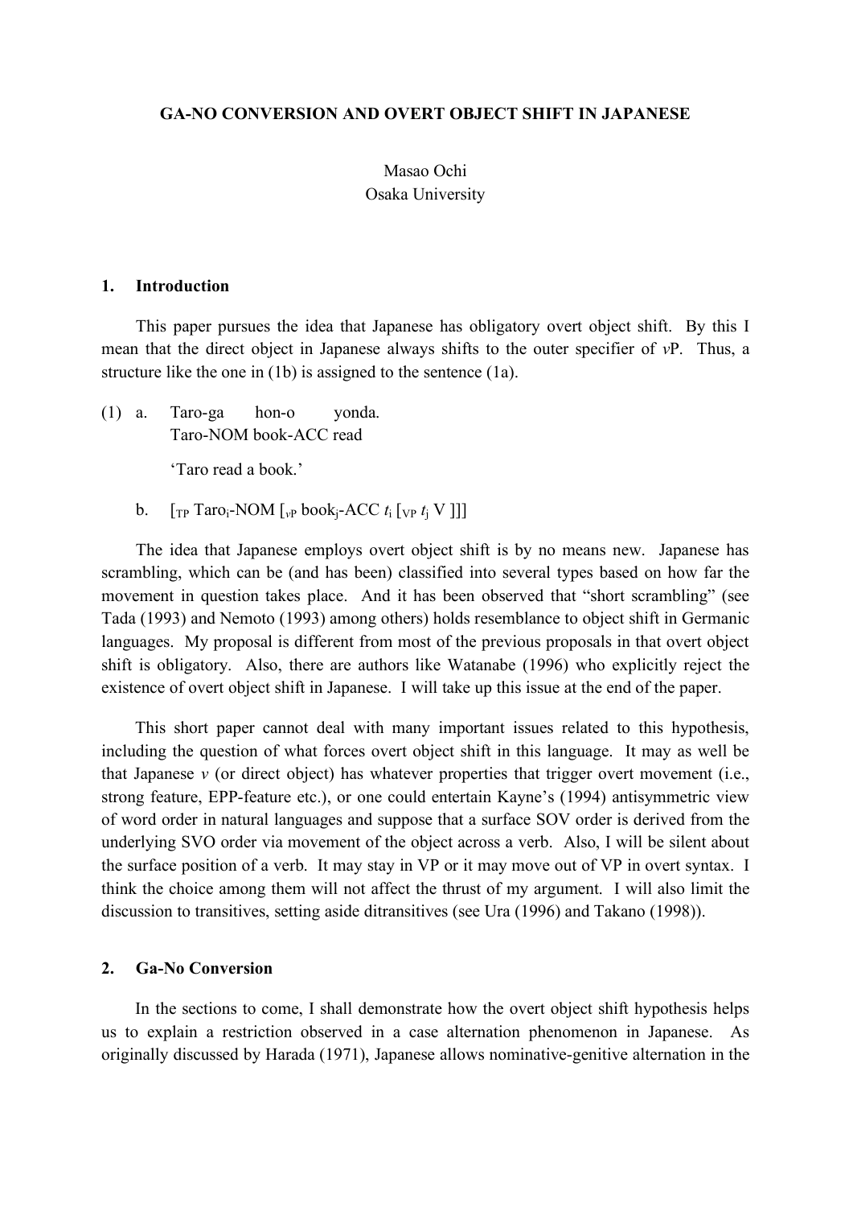# GA-NO CONVERSION AND OVERT OBJECT SHIFT IN JAPANESE

Masao Ochi
Osaka University

## 1. Introduction

This paper pursues the idea that Japanese has obligatory overt object shift. By this I mean that the direct object in Japanese always shifts to the outer specifier of *v*P. Thus, a structure like the one in (1b) is assigned to the sentence (1a).

(1) a. Taro-ga hon-o yonda.
Taro-NOM book-ACC read
'Taro read a book.'

b. [$_{TP}$ Taro$_i$-NOM [$_{vP}$ book$_j$-ACC $t_i$ [$_{VP}$ $t_j$ V ]]]

The idea that Japanese employs overt object shift is by no means new. Japanese has scrambling, which can be (and has been) classified into several types based on how far the movement in question takes place. And it has been observed that "short scrambling" (see Tada (1993) and Nemoto (1993) among others) holds resemblance to object shift in Germanic languages. My proposal is different from most of the previous proposals in that overt object shift is obligatory. Also, there are authors like Watanabe (1996) who explicitly reject the existence of overt object shift in Japanese. I will take up this issue at the end of the paper.

This short paper cannot deal with many important issues related to this hypothesis, including the question of what forces overt object shift in this language. It may as well be that Japanese *v* (or direct object) has whatever properties that trigger overt movement (i.e., strong feature, EPP-feature etc.), or one could entertain Kayne's (1994) antisymmetric view of word order in natural languages and suppose that a surface SOV order is derived from the underlying SVO order via movement of the object across a verb. Also, I will be silent about the surface position of a verb. It may stay in VP or it may move out of VP in overt syntax. I think the choice among them will not affect the thrust of my argument. I will also limit the discussion to transitives, setting aside ditransitives (see Ura (1996) and Takano (1998)).

## 2. Ga-No Conversion

In the sections to come, I shall demonstrate how the overt object shift hypothesis helps us to explain a restriction observed in a case alternation phenomenon in Japanese. As originally discussed by Harada (1971), Japanese allows nominative-genitive alternation in the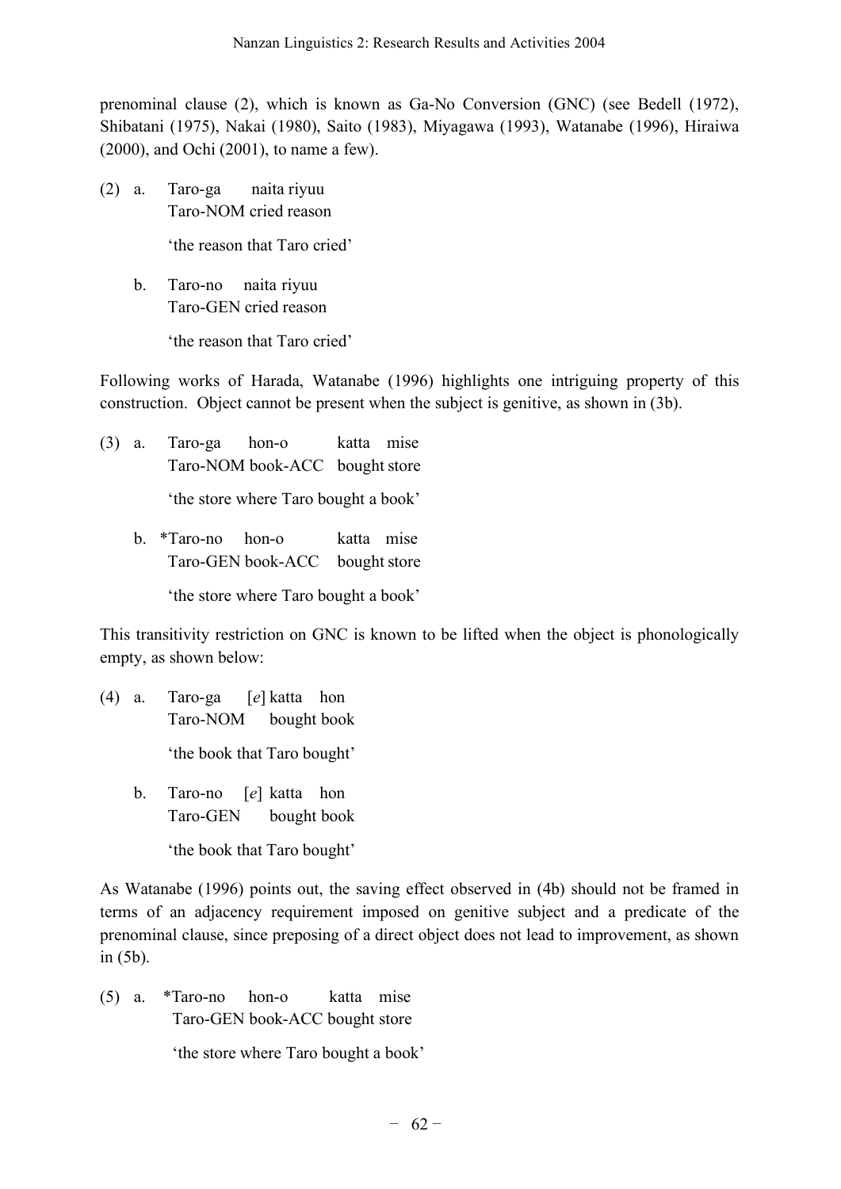prenominal clause (2), which is known as Ga-No Conversion (GNC) (see Bedell (1972), Shibatani (1975), Nakai (1980), Saito (1983), Miyagawa (1993), Watanabe (1996), Hiraiwa (2000), and Ochi (2001), to name a few).

(2) a. Taro-ga naita riyuu
Taro-NOM cried reason

'the reason that Taro cried'

b. Taro-no naita riyuu
Taro-GEN cried reason

'the reason that Taro cried'

Following works of Harada, Watanabe (1996) highlights one intriguing property of this construction. Object cannot be present when the subject is genitive, as shown in (3b).

(3) a. Taro-ga hon-o katta mise
Taro-NOM book-ACC bought store

'the store where Taro bought a book'

b. *Taro-no hon-o katta mise
Taro-GEN book-ACC bought store

'the store where Taro bought a book'

This transitivity restriction on GNC is known to be lifted when the object is phonologically empty, as shown below:

(4) a. Taro-ga [*e*] katta hon
Taro-NOM bought book

'the book that Taro bought'

b. Taro-no [*e*] katta hon
Taro-GEN bought book

'the book that Taro bought'

As Watanabe (1996) points out, the saving effect observed in (4b) should not be framed in terms of an adjacency requirement imposed on genitive subject and a predicate of the prenominal clause, since preposing of a direct object does not lead to improvement, as shown in (5b).

(5) a. *Taro-no hon-o katta mise
Taro-GEN book-ACC bought store

'the store where Taro bought a book'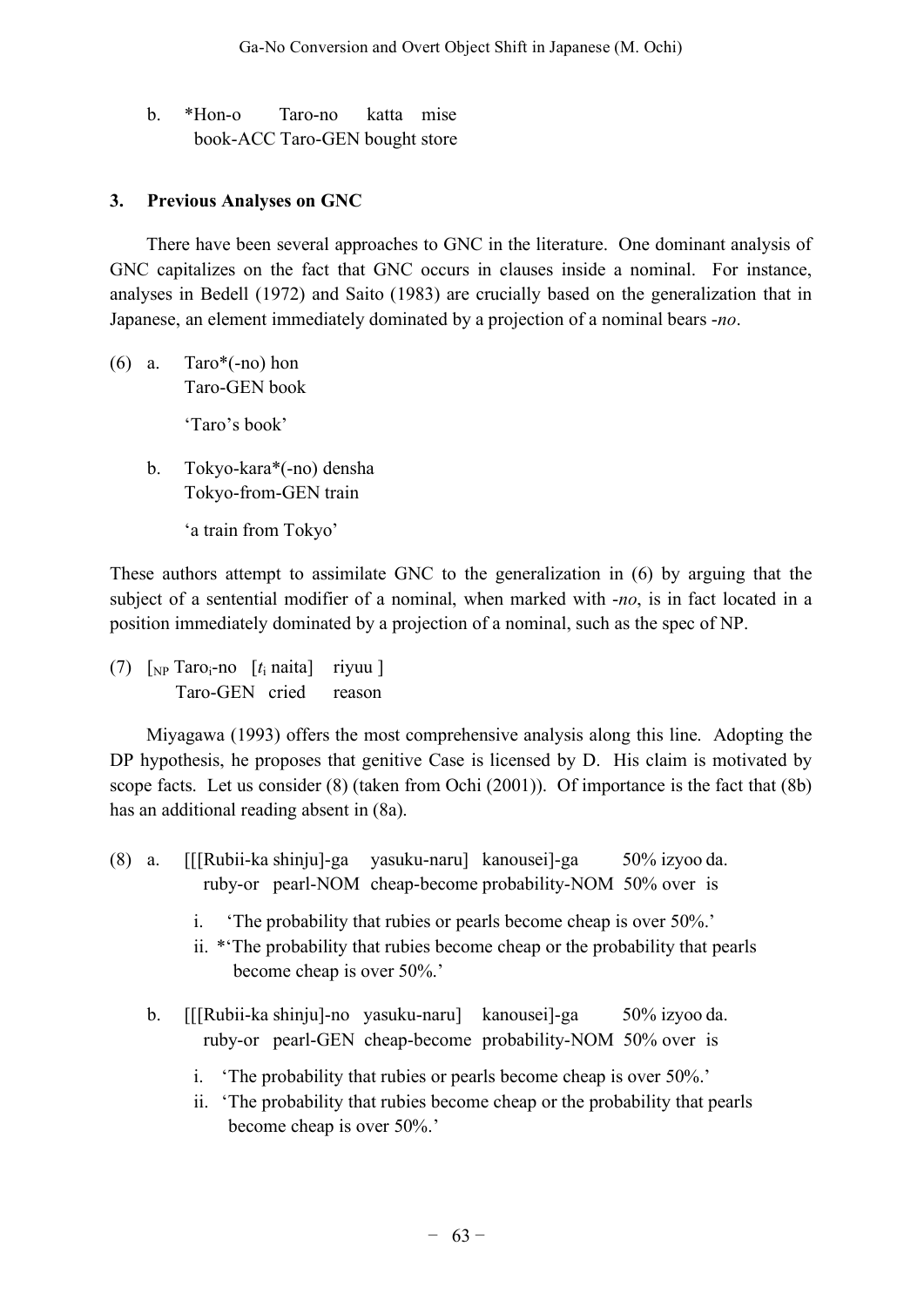b. *Hon-o Taro-no katta mise
   book-ACC Taro-GEN bought store

## 3. Previous Analyses on GNC

There have been several approaches to GNC in the literature. One dominant analysis of GNC capitalizes on the fact that GNC occurs in clauses inside a nominal. For instance, analyses in Bedell (1972) and Saito (1983) are crucially based on the generalization that in Japanese, an element immediately dominated by a projection of a nominal bears *-no*.

(6) a. Taro*(-no) hon
   Taro-GEN book

   'Taro's book'

b. Tokyo-kara*(-no) densha
   Tokyo-from-GEN train

   'a train from Tokyo'

These authors attempt to assimilate GNC to the generalization in (6) by arguing that the subject of a sentential modifier of a nominal, when marked with *-no*, is in fact located in a position immediately dominated by a projection of a nominal, such as the spec of NP.

(7) [$_{NP}$ Taro$_i$-no [$t_i$ naita] riyuu ]
   Taro-GEN cried reason

Miyagawa (1993) offers the most comprehensive analysis along this line. Adopting the DP hypothesis, he proposes that genitive Case is licensed by D. His claim is motivated by scope facts. Let us consider (8) (taken from Ochi (2001)). Of importance is the fact that (8b) has an additional reading absent in (8a).

(8) a. [[[Rubii-ka shinju]-ga yasuku-naru] kanousei]-ga 50% izyoo da.
   ruby-or pearl-NOM cheap-become probability-NOM 50% over is

   i. 'The probability that rubies or pearls become cheap is over 50%.'
   ii. *'The probability that rubies become cheap or the probability that pearls become cheap is over 50%.'

b. [[[Rubii-ka shinju]-no yasuku-naru] kanousei]-ga 50% izyoo da.
   ruby-or pearl-GEN cheap-become probability-NOM 50% over is

   i. 'The probability that rubies or pearls become cheap is over 50%.'
   ii. 'The probability that rubies become cheap or the probability that pearls become cheap is over 50%.'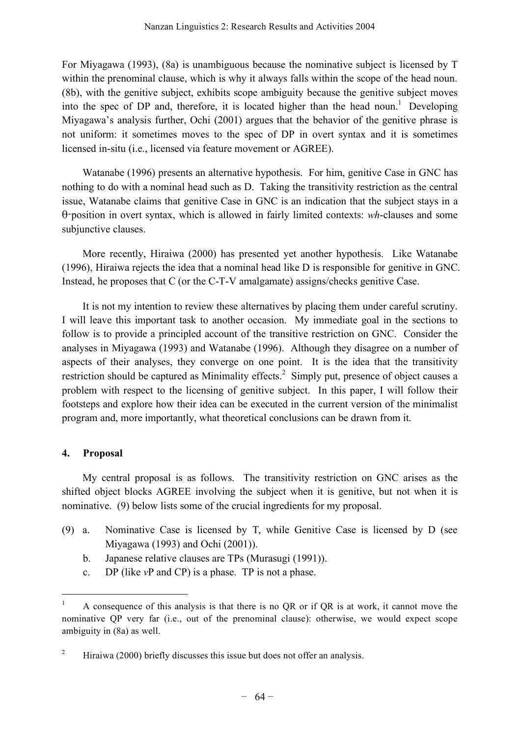For Miyagawa (1993), (8a) is unambiguous because the nominative subject is licensed by T within the prenominal clause, which is why it always falls within the scope of the head noun. (8b), with the genitive subject, exhibits scope ambiguity because the genitive subject moves into the spec of DP and, therefore, it is located higher than the head noun.[1] Developing Miyagawa's analysis further, Ochi (2001) argues that the behavior of the genitive phrase is not uniform: it sometimes moves to the spec of DP in overt syntax and it is sometimes licensed in-situ (i.e., licensed via feature movement or AGREE).

Watanabe (1996) presents an alternative hypothesis. For him, genitive Case in GNC has nothing to do with a nominal head such as D. Taking the transitivity restriction as the central issue, Watanabe claims that genitive Case in GNC is an indication that the subject stays in a θ-position in overt syntax, which is allowed in fairly limited contexts: *wh*-clauses and some subjunctive clauses.

More recently, Hiraiwa (2000) has presented yet another hypothesis. Like Watanabe (1996), Hiraiwa rejects the idea that a nominal head like D is responsible for genitive in GNC. Instead, he proposes that C (or the C-T-V amalgamate) assigns/checks genitive Case.

It is not my intention to review these alternatives by placing them under careful scrutiny. I will leave this important task to another occasion. My immediate goal in the sections to follow is to provide a principled account of the transitive restriction on GNC. Consider the analyses in Miyagawa (1993) and Watanabe (1996). Although they disagree on a number of aspects of their analyses, they converge on one point. It is the idea that the transitivity restriction should be captured as Minimality effects.[2] Simply put, presence of object causes a problem with respect to the licensing of genitive subject. In this paper, I will follow their footsteps and explore how their idea can be executed in the current version of the minimalist program and, more importantly, what theoretical conclusions can be drawn from it.

## 4. Proposal

My central proposal is as follows. The transitivity restriction on GNC arises as the shifted object blocks AGREE involving the subject when it is genitive, but not when it is nominative. (9) below lists some of the crucial ingredients for my proposal.

(9) a. Nominative Case is licensed by T, while Genitive Case is licensed by D (see Miyagawa (1993) and Ochi (2001)).

b. Japanese relative clauses are TPs (Murasugi (1991)).

c. DP (like *v*P and CP) is a phase. TP is not a phase.

---

[1] A consequence of this analysis is that there is no QR or if QR is at work, it cannot move the nominative QP very far (i.e., out of the prenominal clause): otherwise, we would expect scope ambiguity in (8a) as well.

[2] Hiraiwa (2000) briefly discusses this issue but does not offer an analysis.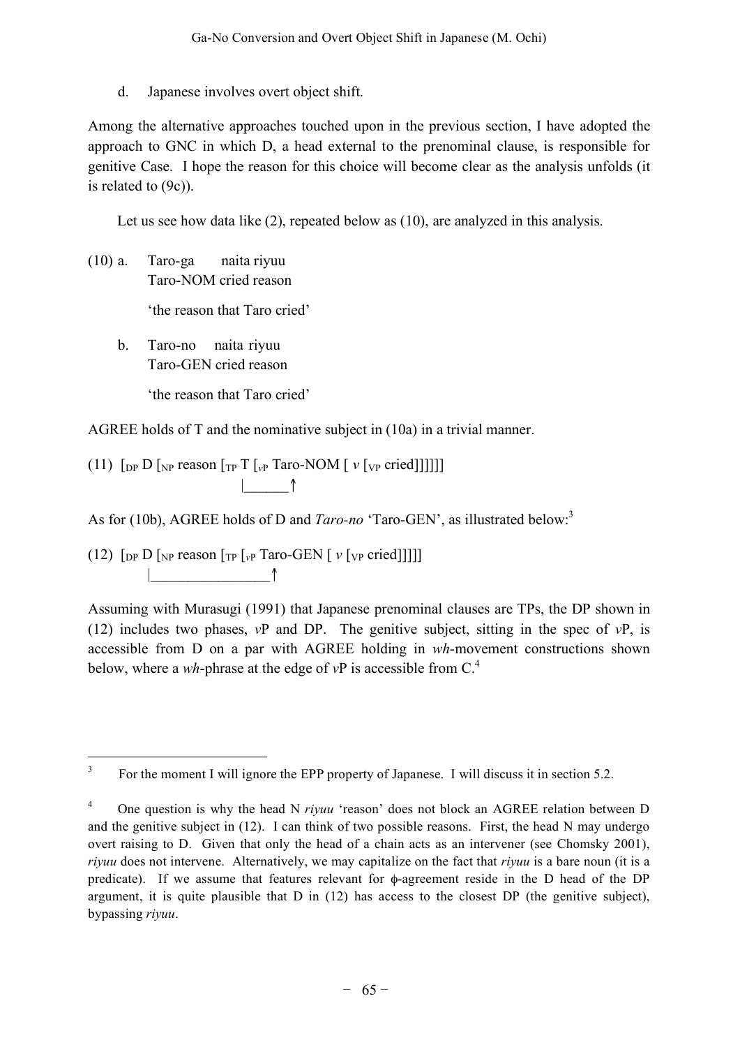d. Japanese involves overt object shift.

Among the alternative approaches touched upon in the previous section, I have adopted the approach to GNC in which D, a head external to the prenominal clause, is responsible for genitive Case. I hope the reason for this choice will become clear as the analysis unfolds (it is related to (9c)).

Let us see how data like (2), repeated below as (10), are analyzed in this analysis.

(10) a. Taro-ga naita riyuu
Taro-NOM cried reason
'the reason that Taro cried'

b. Taro-no naita riyuu
Taro-GEN cried reason
'the reason that Taro cried'

AGREE holds of T and the nominative subject in (10a) in a trivial manner.

(11) $[_{DP}$ D $[_{NP}$ reason $[_{TP}$ T $[_{vP}$ Taro-NOM [ *v* $[_{VP}$ cried]]]]]]
|______↑

As for (10b), AGREE holds of D and *Taro-no* 'Taro-GEN', as illustrated below:[3]

(12) $[_{DP}$ D $[_{NP}$ reason $[_{TP}$ $[_{vP}$ Taro-GEN [ *v* $[_{VP}$ cried]]]]]]
|________________↑

Assuming with Murasugi (1991) that Japanese prenominal clauses are TPs, the DP shown in (12) includes two phases, *v*P and DP. The genitive subject, sitting in the spec of *v*P, is accessible from D on a par with AGREE holding in *wh*-movement constructions shown below, where a *wh*-phrase at the edge of *v*P is accessible from C.[4]

---

[3] For the moment I will ignore the EPP property of Japanese. I will discuss it in section 5.2.

[4] One question is why the head N *riyuu* 'reason' does not block an AGREE relation between D and the genitive subject in (12). I can think of two possible reasons. First, the head N may undergo overt raising to D. Given that only the head of a chain acts as an intervener (see Chomsky 2001), *riyuu* does not intervene. Alternatively, we may capitalize on the fact that *riyuu* is a bare noun (it is a predicate). If we assume that features relevant for ϕ-agreement reside in the D head of the DP argument, it is quite plausible that D in (12) has access to the closest DP (the genitive subject), bypassing *riyuu*.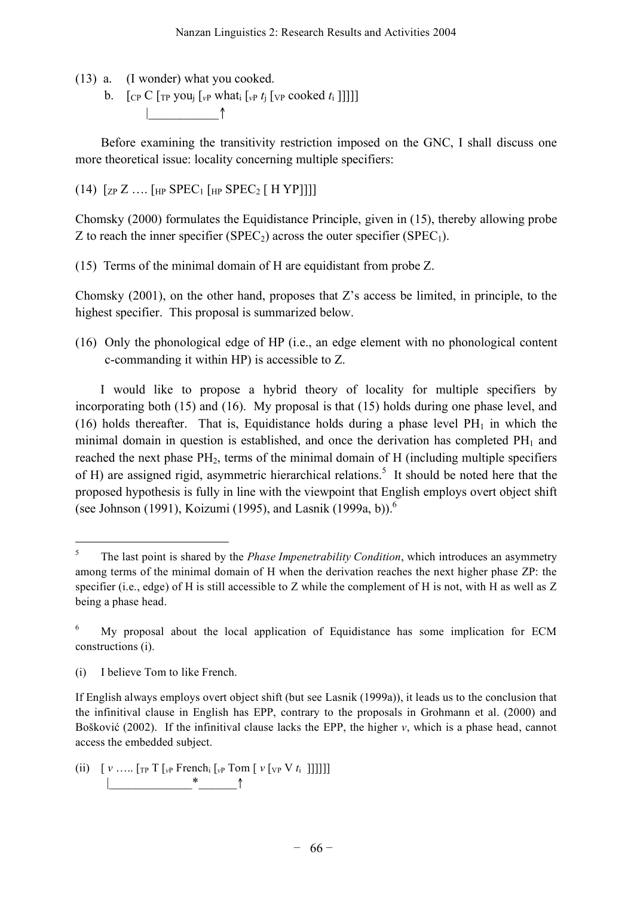(13) a. (I wonder) what you cooked.

b. [$_{CP}$ C [$_{TP}$ you$_j$ [$_{vP}$ what$_i$ [$_{vP}$ $t_j$ [$_{VP}$ cooked $t_i$ ]]]]]
   |___________↑

Before examining the transitivity restriction imposed on the GNC, I shall discuss one more theoretical issue: locality concerning multiple specifiers:

(14) [$_{ZP}$ Z …. [$_{HP}$ SPEC$_1$ [$_{HP}$ SPEC$_2$ [ H YP]]]]

Chomsky (2000) formulates the Equidistance Principle, given in (15), thereby allowing probe Z to reach the inner specifier (SPEC$_2$) across the outer specifier (SPEC$_1$).

(15) Terms of the minimal domain of H are equidistant from probe Z.

Chomsky (2001), on the other hand, proposes that Z's access be limited, in principle, to the highest specifier. This proposal is summarized below.

(16) Only the phonological edge of HP (i.e., an edge element with no phonological content c-commanding it within HP) is accessible to Z.

I would like to propose a hybrid theory of locality for multiple specifiers by incorporating both (15) and (16). My proposal is that (15) holds during one phase level, and (16) holds thereafter. That is, Equidistance holds during a phase level PH$_1$ in which the minimal domain in question is established, and once the derivation has completed PH$_1$ and reached the next phase PH$_2$, terms of the minimal domain of H (including multiple specifiers of H) are assigned rigid, asymmetric hierarchical relations.[5] It should be noted here that the proposed hypothesis is fully in line with the viewpoint that English employs overt object shift (see Johnson (1991), Koizumi (1995), and Lasnik (1999a, b)).[6]

---

[5] The last point is shared by the *Phase Impenetrability Condition*, which introduces an asymmetry among terms of the minimal domain of H when the derivation reaches the next higher phase ZP: the specifier (i.e., edge) of H is still accessible to Z while the complement of H is not, with H as well as Z being a phase head.

[6] My proposal about the local application of Equidistance has some implication for ECM constructions (i).

(i) I believe Tom to like French.

If English always employs overt object shift (but see Lasnik (1999a)), it leads us to the conclusion that the infinitival clause in English has EPP, contrary to the proposals in Grohmann et al. (2000) and Bošković (2002). If the infinitival clause lacks the EPP, the higher *v*, which is a phase head, cannot access the embedded subject.

(ii) [ *v* ….. [$_{TP}$ T [$_{vP}$ French$_i$ [$_{vP}$ Tom [ *v* [$_{VP}$ V $t_i$ ]]]]]]
   |______________*______↑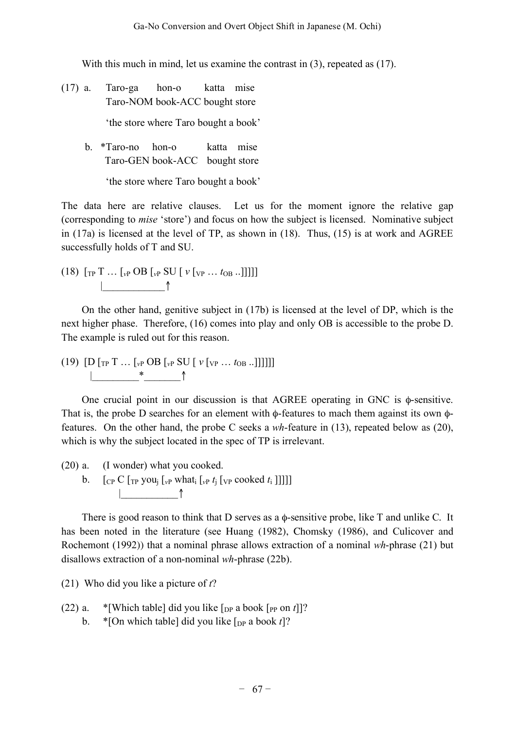With this much in mind, let us examine the contrast in (3), repeated as (17).

(17) a. Taro-ga hon-o katta mise
Taro-NOM book-ACC bought store

'the store where Taro bought a book'

b. *Taro-no hon-o katta mise
Taro-GEN book-ACC bought store

'the store where Taro bought a book'

The data here are relative clauses. Let us for the moment ignore the relative gap (corresponding to *mise* 'store') and focus on how the subject is licensed. Nominative subject in (17a) is licensed at the level of TP, as shown in (18). Thus, (15) is at work and AGREE successfully holds of T and SU.

(18) [$_{TP}$ T … [$_{vP}$ OB [$_{vP}$ SU [ *v* [$_{VP}$ … $t_{OB}$ ..]]]]]
|____________↑

On the other hand, genitive subject in (17b) is licensed at the level of DP, which is the next higher phase. Therefore, (16) comes into play and only OB is accessible to the probe D. The example is ruled out for this reason.

(19) [D [$_{TP}$ T … [$_{vP}$ OB [$_{vP}$ SU [ *v* [$_{VP}$ … $t_{OB}$ ..]]]]]]
|_________*_______↑

One crucial point in our discussion is that AGREE operating in GNC is $\phi$-sensitive. That is, the probe D searches for an element with $\phi$-features to mach them against its own $\phi$-features. On the other hand, the probe C seeks a *wh*-feature in (13), repeated below as (20), which is why the subject located in the spec of TP is irrelevant.

(20) a. (I wonder) what you cooked.
b. [$_{CP}$ C [$_{TP}$ you$_j$ [$_{vP}$ what$_i$ [$_{vP}$ $t_j$ [$_{VP}$ cooked $t_i$ ]]]]]
|___________↑

There is good reason to think that D serves as a $\phi$-sensitive probe, like T and unlike C. It has been noted in the literature (see Huang (1982), Chomsky (1986), and Culicover and Rochemont (1992)) that a nominal phrase allows extraction of a nominal *wh*-phrase (21) but disallows extraction of a non-nominal *wh*-phrase (22b).

(21) Who did you like a picture of *t*?

(22) a. *[Which table] did you like [$_{DP}$ a book [$_{PP}$ on *t*]]?
b. *[On which table] did you like [$_{DP}$ a book *t*]?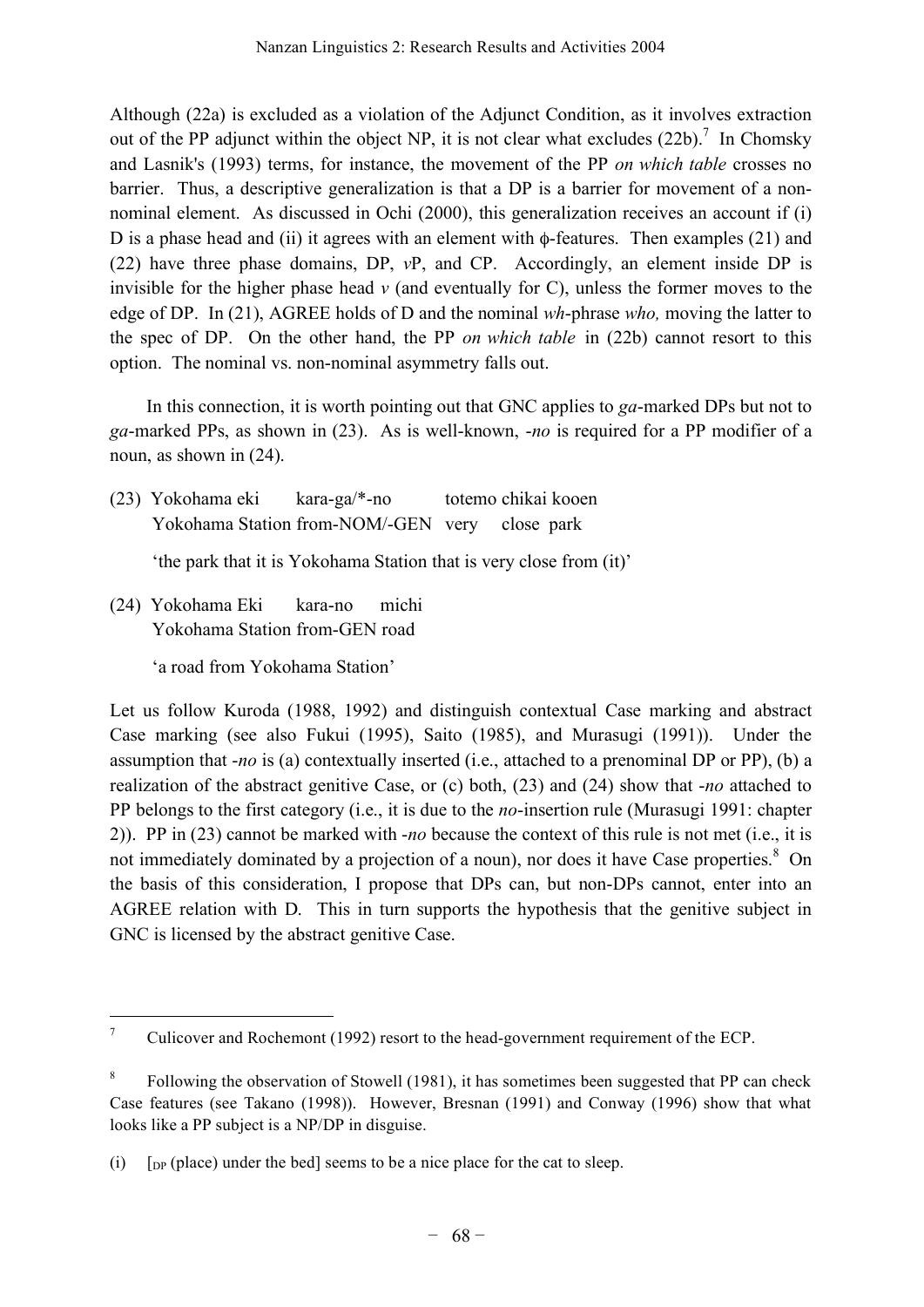Although (22a) is excluded as a violation of the Adjunct Condition, as it involves extraction out of the PP adjunct within the object NP, it is not clear what excludes (22b).[7] In Chomsky and Lasnik's (1993) terms, for instance, the movement of the PP *on which table* crosses no barrier. Thus, a descriptive generalization is that a DP is a barrier for movement of a non-nominal element. As discussed in Ochi (2000), this generalization receives an account if (i) D is a phase head and (ii) it agrees with an element with ϕ-features. Then examples (21) and (22) have three phase domains, DP, *v*P, and CP. Accordingly, an element inside DP is invisible for the higher phase head *v* (and eventually for C), unless the former moves to the edge of DP. In (21), AGREE holds of D and the nominal *wh*-phrase *who,* moving the latter to the spec of DP. On the other hand, the PP *on which table* in (22b) cannot resort to this option. The nominal vs. non-nominal asymmetry falls out.

In this connection, it is worth pointing out that GNC applies to *ga*-marked DPs but not to *ga*-marked PPs, as shown in (23). As is well-known, -*no* is required for a PP modifier of a noun, as shown in (24).

(23) Yokohama eki kara-ga/*-no totemo chikai kooen
 Yokohama Station from-NOM/-GEN very close park

 'the park that it is Yokohama Station that is very close from (it)'

(24) Yokohama Eki kara-no michi
 Yokohama Station from-GEN road

 'a road from Yokohama Station'

Let us follow Kuroda (1988, 1992) and distinguish contextual Case marking and abstract Case marking (see also Fukui (1995), Saito (1985), and Murasugi (1991)). Under the assumption that -*no* is (a) contextually inserted (i.e., attached to a prenominal DP or PP), (b) a realization of the abstract genitive Case, or (c) both, (23) and (24) show that -*no* attached to PP belongs to the first category (i.e., it is due to the *no*-insertion rule (Murasugi 1991: chapter 2)). PP in (23) cannot be marked with -*no* because the context of this rule is not met (i.e., it is not immediately dominated by a projection of a noun), nor does it have Case properties.[8] On the basis of this consideration, I propose that DPs can, but non-DPs cannot, enter into an AGREE relation with D. This in turn supports the hypothesis that the genitive subject in GNC is licensed by the abstract genitive Case.

---

[7] Culicover and Rochemont (1992) resort to the head-government requirement of the ECP.

[8] Following the observation of Stowell (1981), it has sometimes been suggested that PP can check Case features (see Takano (1998)). However, Bresnan (1991) and Conway (1996) show that what looks like a PP subject is a NP/DP in disguise.

(i) [$_{DP}$ (place) under the bed] seems to be a nice place for the cat to sleep.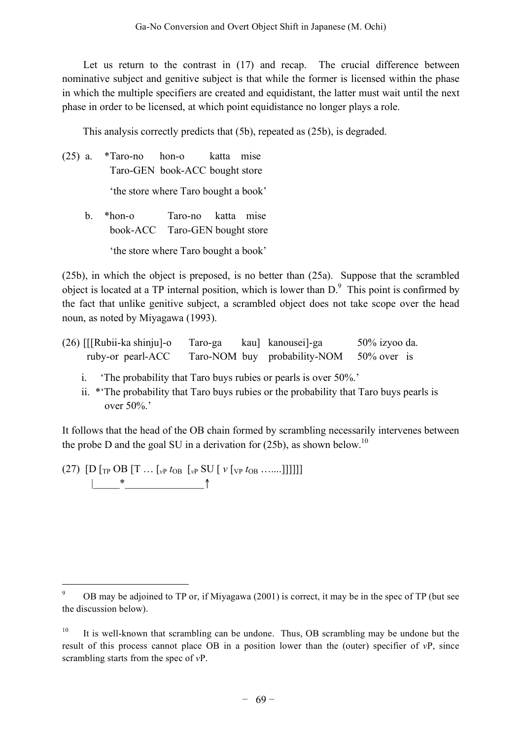Let us return to the contrast in (17) and recap. The crucial difference between nominative subject and genitive subject is that while the former is licensed within the phase in which the multiple specifiers are created and equidistant, the latter must wait until the next phase in order to be licensed, at which point equidistance no longer plays a role.

This analysis correctly predicts that (5b), repeated as (25b), is degraded.

(25) a. \*Taro-no hon-o katta mise
   Taro-GEN book-ACC bought store
   'the store where Taro bought a book'

 b. \*hon-o Taro-no katta mise
   book-ACC Taro-GEN bought store
   'the store where Taro bought a book'

(25b), in which the object is preposed, is no better than (25a). Suppose that the scrambled object is located at a TP internal position, which is lower than D.[9] This point is confirmed by the fact that unlike genitive subject, a scrambled object does not take scope over the head noun, as noted by Miyagawa (1993).

(26) [[[Rubii-ka shinju]-o Taro-ga kau] kanousei]-ga 50% izyoo da.
  ruby-or pearl-ACC Taro-NOM buy probability-NOM 50% over is

  i. 'The probability that Taro buys rubies or pearls is over 50%.'
  ii. \*'The probability that Taro buys rubies or the probability that Taro buys pearls is over 50%.'

It follows that the head of the OB chain formed by scrambling necessarily intervenes between the probe D and the goal SU in a derivation for (25b), as shown below.[10]

(27) [D [$_{TP}$ OB [T … [$_{vP}$ $t_{OB}$ [$_{vP}$ SU [ *v* [$_{VP}$ $t_{OB}$ …....]]]]]]
   |_____*_______________↑

---

[9] OB may be adjoined to TP or, if Miyagawa (2001) is correct, it may be in the spec of TP (but see the discussion below).

[10] It is well-known that scrambling can be undone. Thus, OB scrambling may be undone but the result of this process cannot place OB in a position lower than the (outer) specifier of *v*P, since scrambling starts from the spec of *v*P.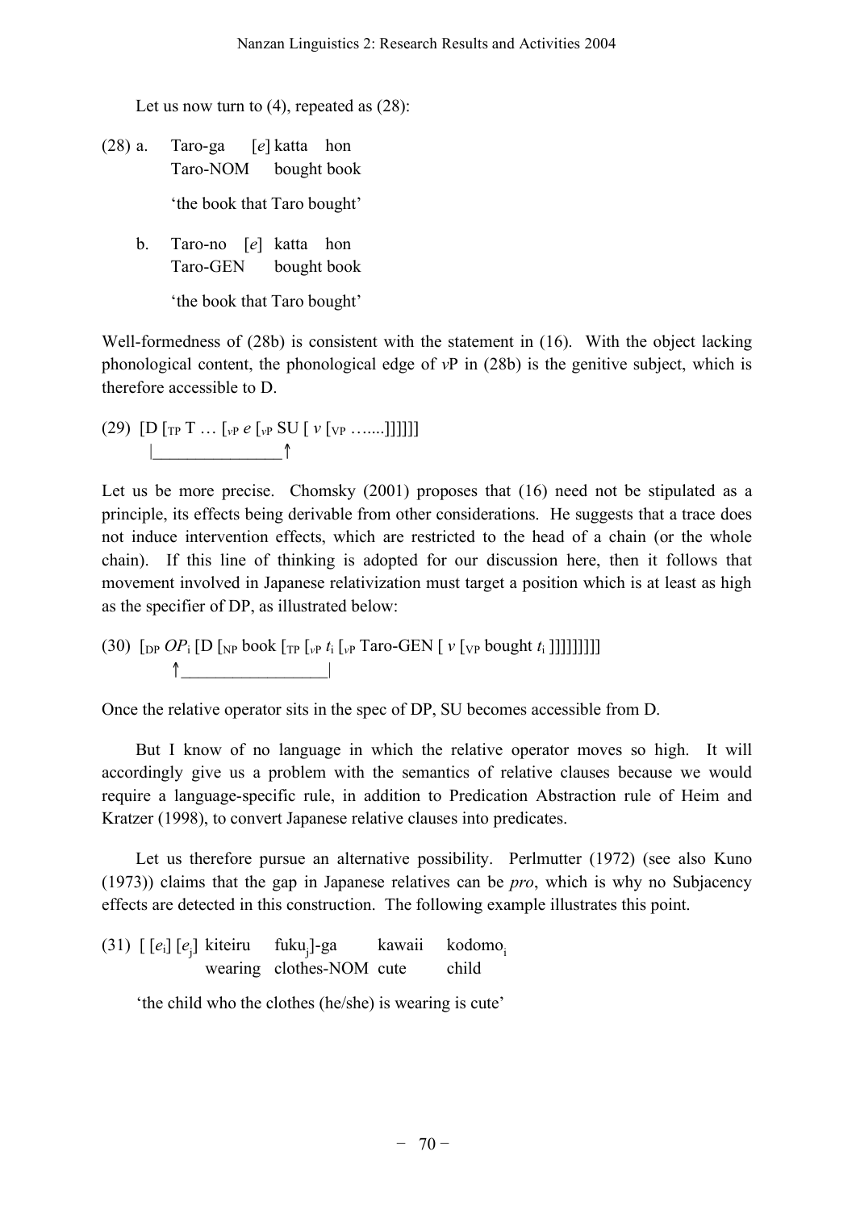Let us now turn to (4), repeated as (28):

(28) a. Taro-ga [*e*] katta hon
Taro-NOM bought book

'the book that Taro bought'

b. Taro-no [*e*] katta hon
Taro-GEN bought book

'the book that Taro bought'

Well-formedness of (28b) is consistent with the statement in (16). With the object lacking phonological content, the phonological edge of *v*P in (28b) is the genitive subject, which is therefore accessible to D.

(29) [D [$_{TP}$ T … [$_{vP}$ *e* [$_{vP}$ SU [ *v* [$_{VP}$ …....]]]]]]
|_______________↑

Let us be more precise. Chomsky (2001) proposes that (16) need not be stipulated as a principle, its effects being derivable from other considerations. He suggests that a trace does not induce intervention effects, which are restricted to the head of a chain (or the whole chain). If this line of thinking is adopted for our discussion here, then it follows that movement involved in Japanese relativization must target a position which is at least as high as the specifier of DP, as illustrated below:

(30) [$_{DP}$ *OP*$_{i}$ [D [$_{NP}$ book [$_{TP}$ [$_{vP}$ *t*$_{i}$ [$_{vP}$ Taro-GEN [ *v* [$_{VP}$ bought *t*$_{i}$ ]]]]]]]]
↑_________________|

Once the relative operator sits in the spec of DP, SU becomes accessible from D.

But I know of no language in which the relative operator moves so high. It will accordingly give us a problem with the semantics of relative clauses because we would require a language-specific rule, in addition to Predication Abstraction rule of Heim and Kratzer (1998), to convert Japanese relative clauses into predicates.

Let us therefore pursue an alternative possibility. Perlmutter (1972) (see also Kuno (1973)) claims that the gap in Japanese relatives can be *pro*, which is why no Subjacency effects are detected in this construction. The following example illustrates this point.

(31) [ [*e*$_{i}$] [*e*$_{j}$] kiteiru fuku$_{j}$]-ga kawaii kodomo$_{i}$
wearing clothes-NOM cute child

'the child who the clothes (he/she) is wearing is cute'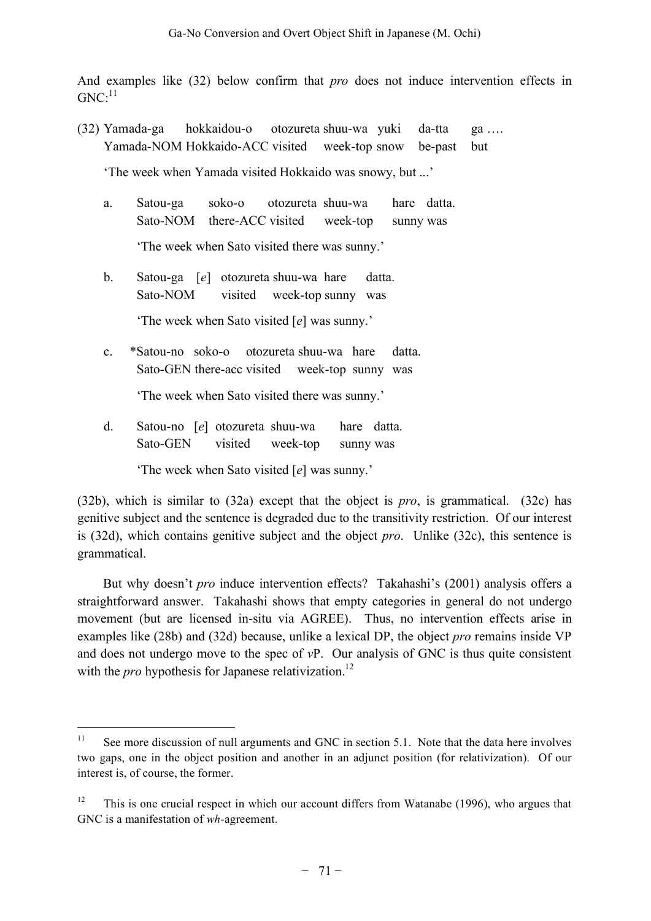And examples like (32) below confirm that *pro* does not induce intervention effects in GNC:[11]

(32) Yamada-ga hokkaidou-o otozureta shuu-wa yuki da-tta ga ….
Yamada-NOM Hokkaido-ACC visited week-top snow be-past but

'The week when Yamada visited Hokkaido was snowy, but ...'

a. Satou-ga soko-o otozureta shuu-wa hare datta.
Sato-NOM there-ACC visited week-top sunny was

'The week when Sato visited there was sunny.'

b. Satou-ga [*e*] otozureta shuu-wa hare datta.
Sato-NOM visited week-top sunny was

'The week when Sato visited [*e*] was sunny.'

c. *Satou-no soko-o otozureta shuu-wa hare datta.
Sato-GEN there-acc visited week-top sunny was

'The week when Sato visited there was sunny.'

d. Satou-no [*e*] otozureta shuu-wa hare datta.
Sato-GEN visited week-top sunny was

'The week when Sato visited [*e*] was sunny.'

(32b), which is similar to (32a) except that the object is *pro*, is grammatical. (32c) has genitive subject and the sentence is degraded due to the transitivity restriction. Of our interest is (32d), which contains genitive subject and the object *pro*. Unlike (32c), this sentence is grammatical.

But why doesn't *pro* induce intervention effects? Takahashi's (2001) analysis offers a straightforward answer. Takahashi shows that empty categories in general do not undergo movement (but are licensed in-situ via AGREE). Thus, no intervention effects arise in examples like (28b) and (32d) because, unlike a lexical DP, the object *pro* remains inside VP and does not undergo move to the spec of *v*P. Our analysis of GNC is thus quite consistent with the *pro* hypothesis for Japanese relativization.[12]

---

[11] See more discussion of null arguments and GNC in section 5.1. Note that the data here involves two gaps, one in the object position and another in an adjunct position (for relativization). Of our interest is, of course, the former.

[12] This is one crucial respect in which our account differs from Watanabe (1996), who argues that GNC is a manifestation of *wh*-agreement.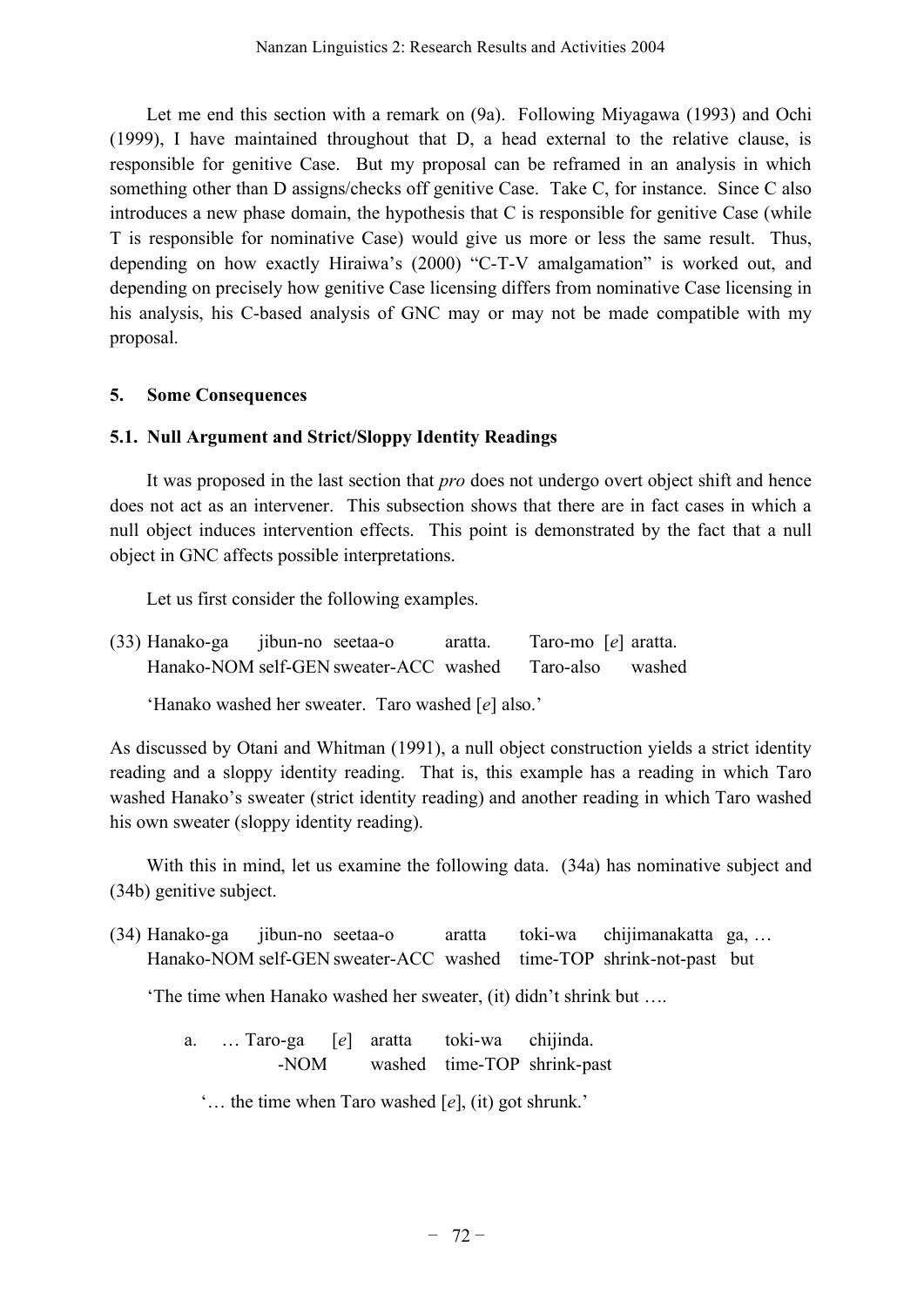Let me end this section with a remark on (9a). Following Miyagawa (1993) and Ochi (1999), I have maintained throughout that D, a head external to the relative clause, is responsible for genitive Case. But my proposal can be reframed in an analysis in which something other than D assigns/checks off genitive Case. Take C, for instance. Since C also introduces a new phase domain, the hypothesis that C is responsible for genitive Case (while T is responsible for nominative Case) would give us more or less the same result. Thus, depending on how exactly Hiraiwa's (2000) "C-T-V amalgamation" is worked out, and depending on precisely how genitive Case licensing differs from nominative Case licensing in his analysis, his C-based analysis of GNC may or may not be made compatible with my proposal.

## 5. Some Consequences

### 5.1. Null Argument and Strict/Sloppy Identity Readings

It was proposed in the last section that *pro* does not undergo overt object shift and hence does not act as an intervener. This subsection shows that there are in fact cases in which a null object induces intervention effects. This point is demonstrated by the fact that a null object in GNC affects possible interpretations.

Let us first consider the following examples.

(33) Hanako-ga jibun-no seetaa-o aratta. Taro-mo [*e*] aratta.
Hanako-NOM self-GEN sweater-ACC washed Taro-also washed

'Hanako washed her sweater. Taro washed [*e*] also.'

As discussed by Otani and Whitman (1991), a null object construction yields a strict identity reading and a sloppy identity reading. That is, this example has a reading in which Taro washed Hanako's sweater (strict identity reading) and another reading in which Taro washed his own sweater (sloppy identity reading).

With this in mind, let us examine the following data. (34a) has nominative subject and (34b) genitive subject.

(34) Hanako-ga jibun-no seetaa-o aratta toki-wa chijimanakatta ga, …
Hanako-NOM self-GEN sweater-ACC washed time-TOP shrink-not-past but

'The time when Hanako washed her sweater, (it) didn't shrink but ….

a. … Taro-ga [*e*] aratta toki-wa chijinda.
-NOM washed time-TOP shrink-past

'… the time when Taro washed [*e*], (it) got shrunk.'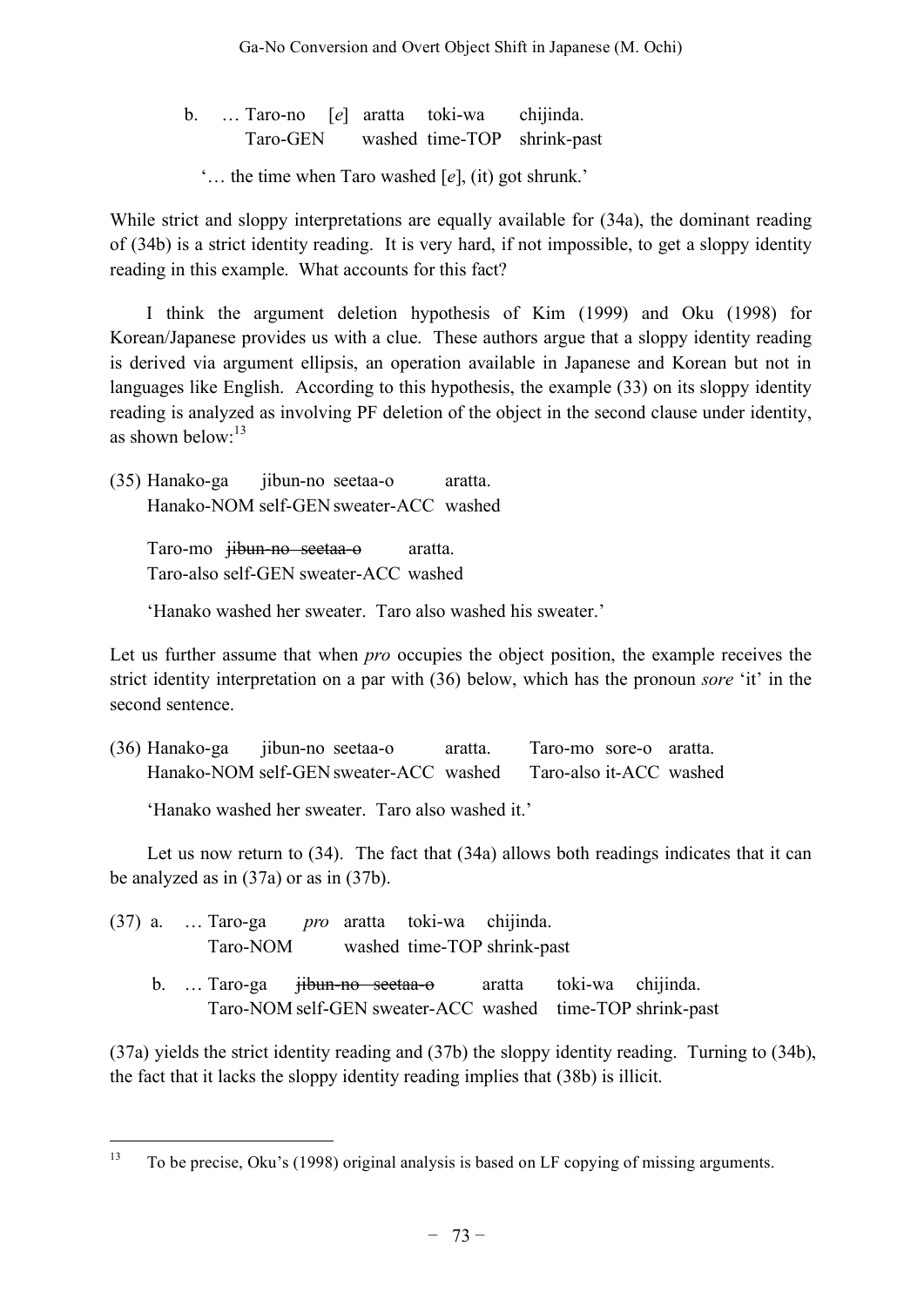b. … Taro-no [*e*] aratta toki-wa chijinda.
Taro-GEN washed time-TOP shrink-past

'… the time when Taro washed [*e*], (it) got shrunk.'

While strict and sloppy interpretations are equally available for (34a), the dominant reading of (34b) is a strict identity reading. It is very hard, if not impossible, to get a sloppy identity reading in this example. What accounts for this fact?

I think the argument deletion hypothesis of Kim (1999) and Oku (1998) for Korean/Japanese provides us with a clue. These authors argue that a sloppy identity reading is derived via argument ellipsis, an operation available in Japanese and Korean but not in languages like English. According to this hypothesis, the example (33) on its sloppy identity reading is analyzed as involving PF deletion of the object in the second clause under identity, as shown below:[13]

(35) Hanako-ga jibun-no seetaa-o aratta.
Hanako-NOM self-GEN sweater-ACC washed

Taro-mo ~~jibun-no seetaa-o~~ aratta.
Taro-also self-GEN sweater-ACC washed

'Hanako washed her sweater. Taro also washed his sweater.'

Let us further assume that when *pro* occupies the object position, the example receives the strict identity interpretation on a par with (36) below, which has the pronoun *sore* 'it' in the second sentence.

(36) Hanako-ga jibun-no seetaa-o aratta. Taro-mo sore-o aratta.
Hanako-NOM self-GEN sweater-ACC washed Taro-also it-ACC washed

'Hanako washed her sweater. Taro also washed it.'

Let us now return to (34). The fact that (34a) allows both readings indicates that it can be analyzed as in (37a) or as in (37b).

(37) a. … Taro-ga *pro* aratta toki-wa chijinda.
Taro-NOM washed time-TOP shrink-past

b. … Taro-ga ~~jibun-no seetaa-o~~ aratta toki-wa chijinda.
Taro-NOM self-GEN sweater-ACC washed time-TOP shrink-past

(37a) yields the strict identity reading and (37b) the sloppy identity reading. Turning to (34b), the fact that it lacks the sloppy identity reading implies that (38b) is illicit.

[13] To be precise, Oku's (1998) original analysis is based on LF copying of missing arguments.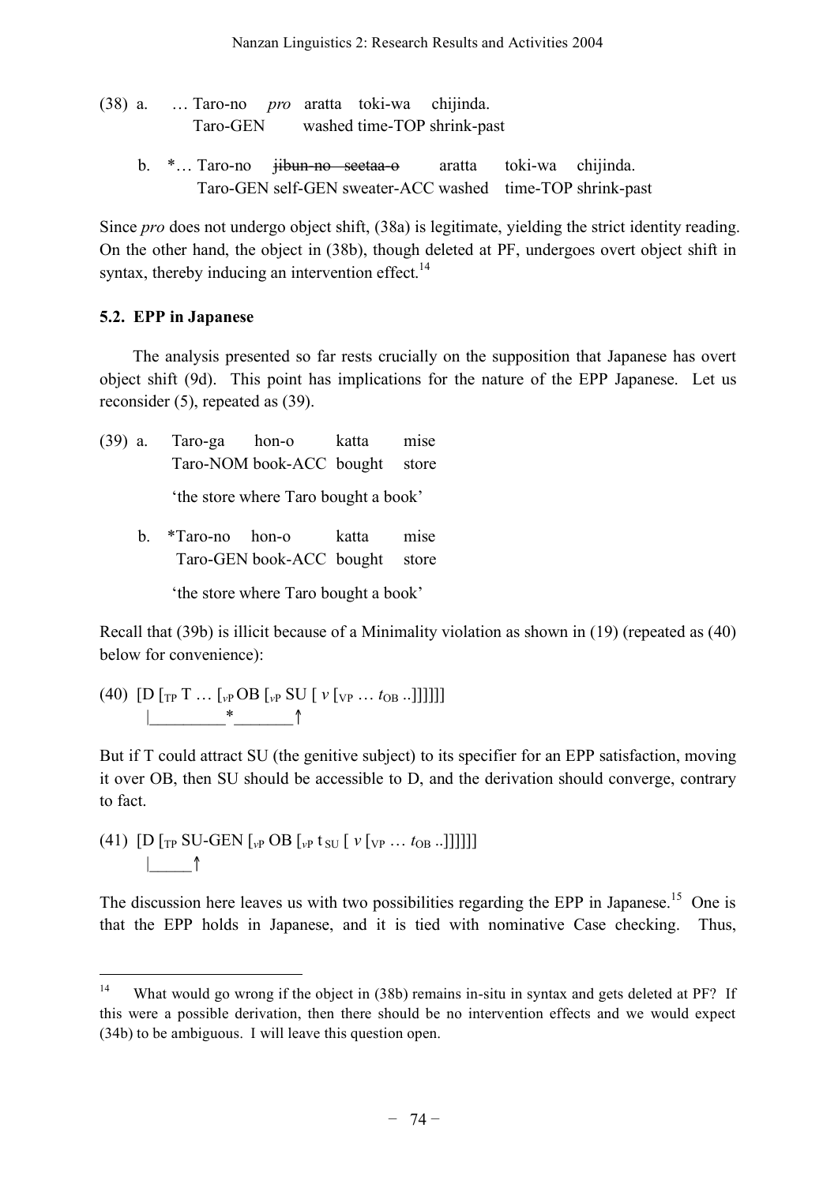(38) a. … Taro-no *pro* aratta toki-wa chijinda.
   Taro-GEN washed time-TOP shrink-past

b. *… Taro-no ~~jibun-no seetaa-o~~ aratta toki-wa chijinda.
   Taro-GEN self-GEN sweater-ACC washed time-TOP shrink-past

Since *pro* does not undergo object shift, (38a) is legitimate, yielding the strict identity reading. On the other hand, the object in (38b), though deleted at PF, undergoes overt object shift in syntax, thereby inducing an intervention effect.[14]

### 5.2. EPP in Japanese

The analysis presented so far rests crucially on the supposition that Japanese has overt object shift (9d). This point has implications for the nature of the EPP Japanese. Let us reconsider (5), repeated as (39).

(39) a. Taro-ga hon-o katta mise
   Taro-NOM book-ACC bought store
   'the store where Taro bought a book'

b. *Taro-no hon-o katta mise
   Taro-GEN book-ACC bought store
   'the store where Taro bought a book'

Recall that (39b) is illicit because of a Minimality violation as shown in (19) (repeated as (40) below for convenience):

(40) [D [$_{TP}$ T … [$_{vP}$ OB [$_{vP}$ SU [ *v* [$_{VP}$ … $t_{OB}$ ..]]]]]]
   |_________*_______↑

But if T could attract SU (the genitive subject) to its specifier for an EPP satisfaction, moving it over OB, then SU should be accessible to D, and the derivation should converge, contrary to fact.

(41) [D [$_{TP}$ SU-GEN [$_{vP}$ OB [$_{vP}$ $t_{SU}$ [ *v* [$_{VP}$ … $t_{OB}$ ..]]]]]]
   |_____↑

The discussion here leaves us with two possibilities regarding the EPP in Japanese.[15] One is that the EPP holds in Japanese, and it is tied with nominative Case checking. Thus,

---

[14] What would go wrong if the object in (38b) remains in-situ in syntax and gets deleted at PF? If this were a possible derivation, then there should be no intervention effects and we would expect (34b) to be ambiguous. I will leave this question open.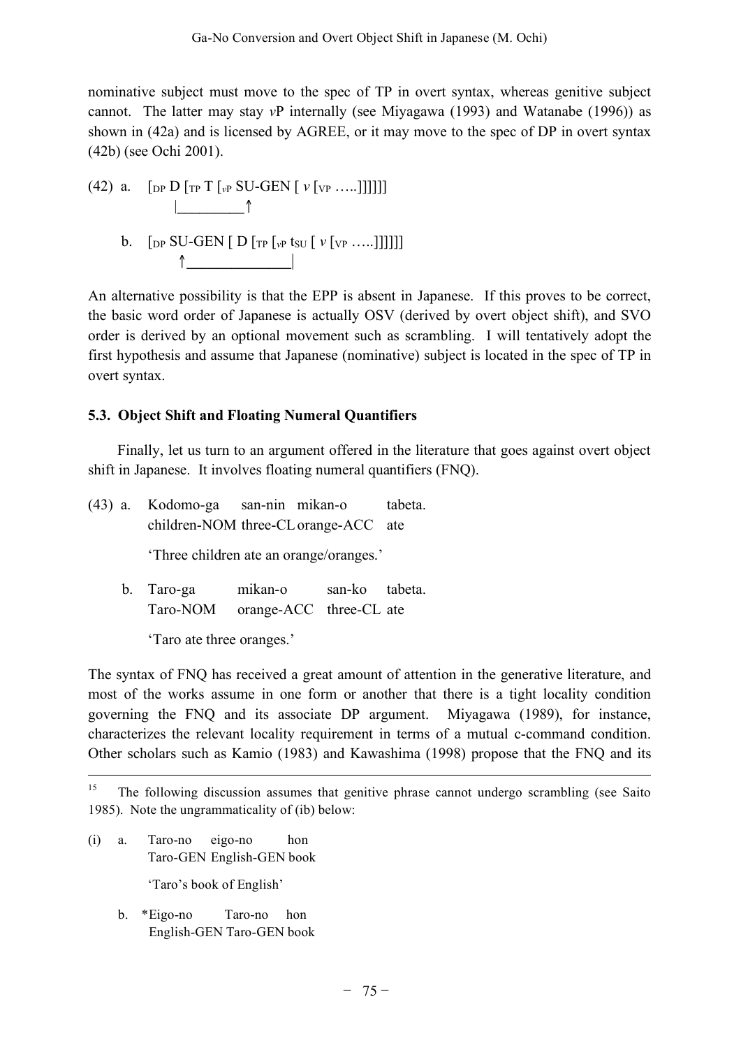nominative subject must move to the spec of TP in overt syntax, whereas genitive subject cannot. The latter may stay *v*P internally (see Miyagawa (1993) and Watanabe (1996)) as shown in (42a) and is licensed by AGREE, or it may move to the spec of DP in overt syntax (42b) (see Ochi 2001).

(42) a. $[_{DP}$ D $[_{TP}$ T $[_{vP}$ SU-GEN [ *v* $[_{VP}$ …..]]]]]
        |_________↑

b. $[_{DP}$ SU-GEN [ D $[_{TP}$ $[_{vP}$ $t_{SU}$ [ *v* $[_{VP}$ …..]]]]]]
        ↑______________|

An alternative possibility is that the EPP is absent in Japanese. If this proves to be correct, the basic word order of Japanese is actually OSV (derived by overt object shift), and SVO order is derived by an optional movement such as scrambling. I will tentatively adopt the first hypothesis and assume that Japanese (nominative) subject is located in the spec of TP in overt syntax.

### 5.3. Object Shift and Floating Numeral Quantifiers

Finally, let us turn to an argument offered in the literature that goes against overt object shift in Japanese. It involves floating numeral quantifiers (FNQ).

(43) a. Kodomo-ga san-nin mikan-o tabeta.
children-NOM three-CL orange-ACC ate

'Three children ate an orange/oranges.'

b. Taro-ga mikan-o san-ko tabeta.
Taro-NOM orange-ACC three-CL ate

'Taro ate three oranges.'

The syntax of FNQ has received a great amount of attention in the generative literature, and most of the works assume in one form or another that there is a tight locality condition governing the FNQ and its associate DP argument. Miyagawa (1989), for instance, characterizes the relevant locality requirement in terms of a mutual c-command condition. Other scholars such as Kamio (1983) and Kawashima (1998) propose that the FNQ and its

---

[15] The following discussion assumes that genitive phrase cannot undergo scrambling (see Saito 1985). Note the ungrammaticality of (ib) below:

(i) a. Taro-no eigo-no hon
Taro-GEN English-GEN book

'Taro's book of English'

b. *Eigo-no Taro-no hon
English-GEN Taro-GEN book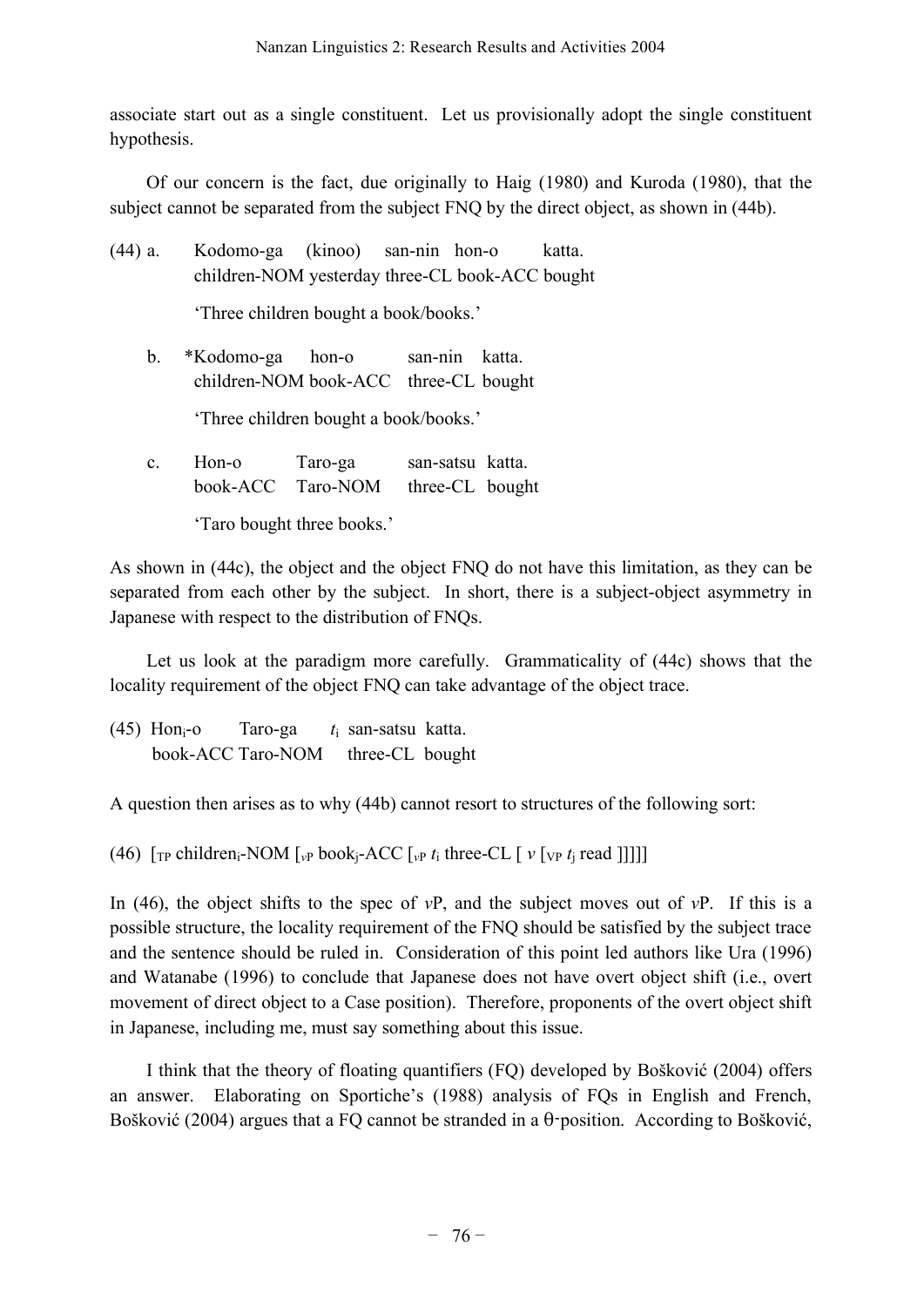associate start out as a single constituent. Let us provisionally adopt the single constituent hypothesis.

Of our concern is the fact, due originally to Haig (1980) and Kuroda (1980), that the subject cannot be separated from the subject FNQ by the direct object, as shown in (44b).

(44) a. Kodomo-ga (kinoo) san-nin hon-o katta.
children-NOM yesterday three-CL book-ACC bought

'Three children bought a book/books.'

b. *Kodomo-ga hon-o san-nin katta.
children-NOM book-ACC three-CL bought

'Three children bought a book/books.'

c. Hon-o Taro-ga san-satsu katta.
book-ACC Taro-NOM three-CL bought

'Taro bought three books.'

As shown in (44c), the object and the object FNQ do not have this limitation, as they can be separated from each other by the subject. In short, there is a subject-object asymmetry in Japanese with respect to the distribution of FNQs.

Let us look at the paradigm more carefully. Grammaticality of (44c) shows that the locality requirement of the object FNQ can take advantage of the object trace.

(45) Hon$_i$-o Taro-ga $t_i$ san-satsu katta.
book-ACC Taro-NOM three-CL bought

A question then arises as to why (44b) cannot resort to structures of the following sort:

(46) [$_{TP}$ children$_i$-NOM [$_{vP}$ book$_j$-ACC [$_{vP}$ $t_i$ three-CL [ $v$ [$_{VP}$ $t_j$ read ]]]]]

In (46), the object shifts to the spec of *v*P, and the subject moves out of *v*P. If this is a possible structure, the locality requirement of the FNQ should be satisfied by the subject trace and the sentence should be ruled in. Consideration of this point led authors like Ura (1996) and Watanabe (1996) to conclude that Japanese does not have overt object shift (i.e., overt movement of direct object to a Case position). Therefore, proponents of the overt object shift in Japanese, including me, must say something about this issue.

I think that the theory of floating quantifiers (FQ) developed by Bošković (2004) offers an answer. Elaborating on Sportiche's (1988) analysis of FQs in English and French, Bošković (2004) argues that a FQ cannot be stranded in a θ-position. According to Bošković,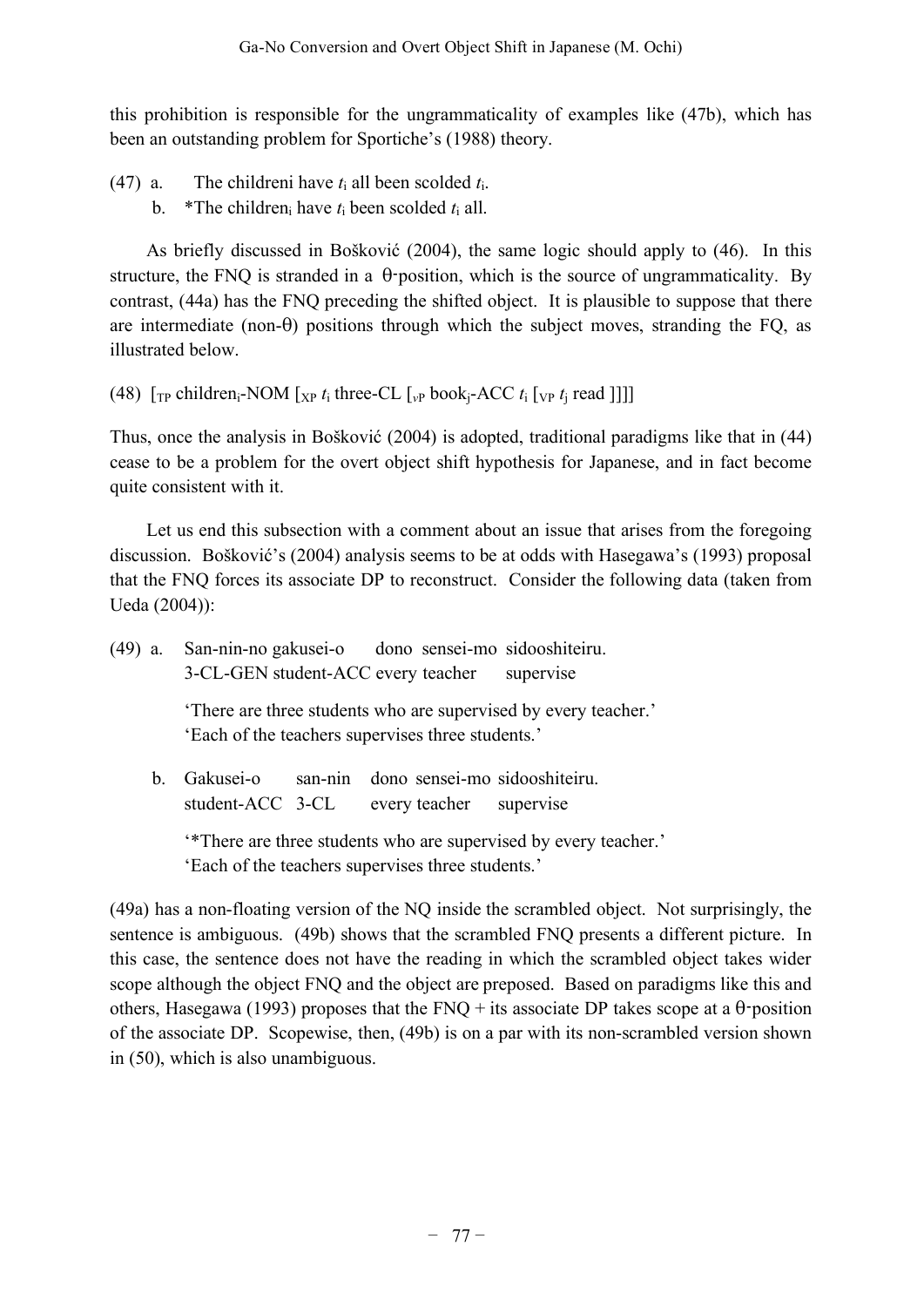this prohibition is responsible for the ungrammaticality of examples like (47b), which has been an outstanding problem for Sportiche's (1988) theory.

(47) a. The childreni have $t_i$ all been scolded $t_i$.

b. *The children$_i$ have $t_i$ been scolded $t_i$ all.

As briefly discussed in Bošković (2004), the same logic should apply to (46). In this structure, the FNQ is stranded in a θ-position, which is the source of ungrammaticality. By contrast, (44a) has the FNQ preceding the shifted object. It is plausible to suppose that there are intermediate (non-θ) positions through which the subject moves, stranding the FQ, as illustrated below.

(48) [$_{TP}$ children$_i$-NOM [$_{XP}$ $t_i$ three-CL [$_{vP}$ book$_j$-ACC $t_i$ [$_{VP}$ $t_j$ read ]]]]

Thus, once the analysis in Bošković (2004) is adopted, traditional paradigms like that in (44) cease to be a problem for the overt object shift hypothesis for Japanese, and in fact become quite consistent with it.

Let us end this subsection with a comment about an issue that arises from the foregoing discussion. Bošković's (2004) analysis seems to be at odds with Hasegawa's (1993) proposal that the FNQ forces its associate DP to reconstruct. Consider the following data (taken from Ueda (2004)):

(49) a. San-nin-no gakusei-o dono sensei-mo sidooshiteiru.
3-CL-GEN student-ACC every teacher supervise

'There are three students who are supervised by every teacher.'
'Each of the teachers supervises three students.'

b. Gakusei-o san-nin dono sensei-mo sidooshiteiru.
student-ACC 3-CL every teacher supervise

'*There are three students who are supervised by every teacher.'
'Each of the teachers supervises three students.'

(49a) has a non-floating version of the NQ inside the scrambled object. Not surprisingly, the sentence is ambiguous. (49b) shows that the scrambled FNQ presents a different picture. In this case, the sentence does not have the reading in which the scrambled object takes wider scope although the object FNQ and the object are preposed. Based on paradigms like this and others, Hasegawa (1993) proposes that the FNQ + its associate DP takes scope at a θ-position of the associate DP. Scopewise, then, (49b) is on a par with its non-scrambled version shown in (50), which is also unambiguous.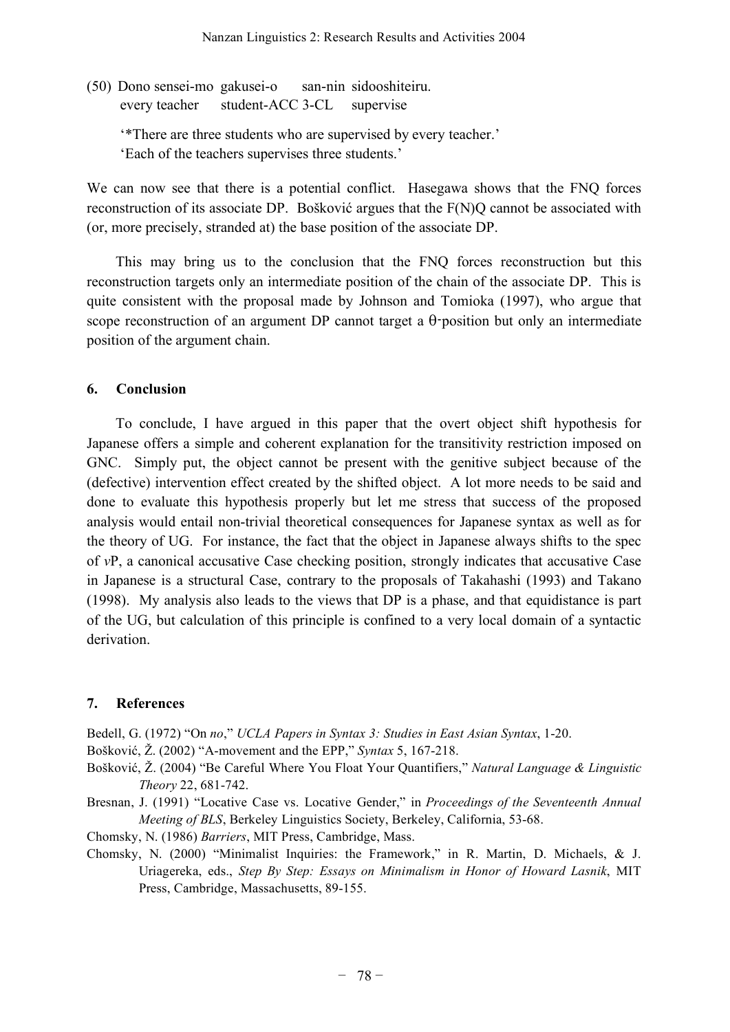(50) Dono sensei-mo gakusei-o san-nin sidooshiteiru.
     every teacher student-ACC 3-CL supervise

'*There are three students who are supervised by every teacher.'
'Each of the teachers supervises three students.'

We can now see that there is a potential conflict. Hasegawa shows that the FNQ forces reconstruction of its associate DP. Bošković argues that the F(N)Q cannot be associated with (or, more precisely, stranded at) the base position of the associate DP.

This may bring us to the conclusion that the FNQ forces reconstruction but this reconstruction targets only an intermediate position of the chain of the associate DP. This is quite consistent with the proposal made by Johnson and Tomioka (1997), who argue that scope reconstruction of an argument DP cannot target a θ-position but only an intermediate position of the argument chain.

## 6. Conclusion

To conclude, I have argued in this paper that the overt object shift hypothesis for Japanese offers a simple and coherent explanation for the transitivity restriction imposed on GNC. Simply put, the object cannot be present with the genitive subject because of the (defective) intervention effect created by the shifted object. A lot more needs to be said and done to evaluate this hypothesis properly but let me stress that success of the proposed analysis would entail non-trivial theoretical consequences for Japanese syntax as well as for the theory of UG. For instance, the fact that the object in Japanese always shifts to the spec of *v*P, a canonical accusative Case checking position, strongly indicates that accusative Case in Japanese is a structural Case, contrary to the proposals of Takahashi (1993) and Takano (1998). My analysis also leads to the views that DP is a phase, and that equidistance is part of the UG, but calculation of this principle is confined to a very local domain of a syntactic derivation.

## 7. References

Bedell, G. (1972) "On *no*," *UCLA Papers in Syntax 3: Studies in East Asian Syntax*, 1-20.

Bošković, Ž. (2002) "A-movement and the EPP," *Syntax* 5, 167-218.

Bošković, Ž. (2004) "Be Careful Where You Float Your Quantifiers," *Natural Language & Linguistic Theory* 22, 681-742.

Bresnan, J. (1991) "Locative Case vs. Locative Gender," in *Proceedings of the Seventeenth Annual Meeting of BLS*, Berkeley Linguistics Society, Berkeley, California, 53-68.

Chomsky, N. (1986) *Barriers*, MIT Press, Cambridge, Mass.

Chomsky, N. (2000) "Minimalist Inquiries: the Framework," in R. Martin, D. Michaels, & J. Uriagereka, eds., *Step By Step: Essays on Minimalism in Honor of Howard Lasnik*, MIT Press, Cambridge, Massachusetts, 89-155.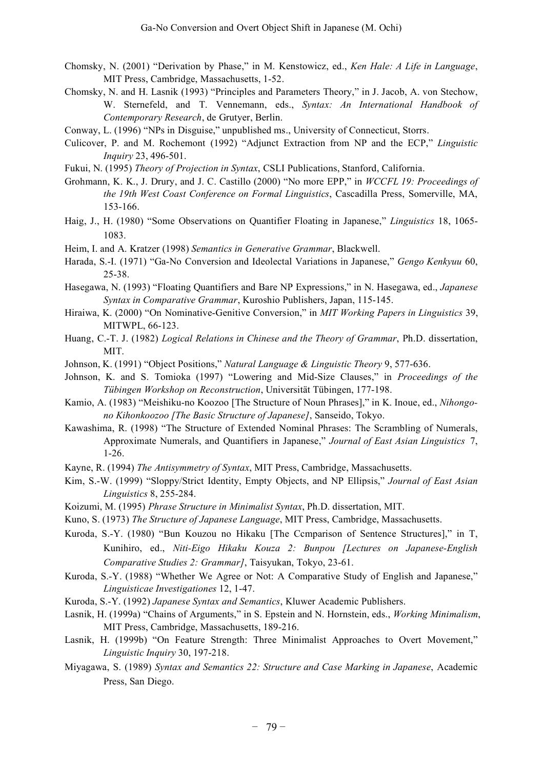Chomsky, N. (2001) "Derivation by Phase," in M. Kenstowicz, ed., *Ken Hale: A Life in Language*, MIT Press, Cambridge, Massachusetts, 1-52.

Chomsky, N. and H. Lasnik (1993) "Principles and Parameters Theory," in J. Jacob, A. von Stechow, W. Sternefeld, and T. Vennemann, eds., *Syntax: An International Handbook of Contemporary Research*, de Grutyer, Berlin.

Conway, L. (1996) "NPs in Disguise," unpublished ms., University of Connecticut, Storrs.

Culicover, P. and M. Rochemont (1992) "Adjunct Extraction from NP and the ECP," *Linguistic Inquiry* 23, 496-501.

Fukui, N. (1995) *Theory of Projection in Syntax*, CSLI Publications, Stanford, California.

Grohmann, K. K., J. Drury, and J. C. Castillo (2000) "No more EPP," in *WCCFL 19: Proceedings of the 19th West Coast Conference on Formal Linguistics*, Cascadilla Press, Somerville, MA, 153-166.

Haig, J., H. (1980) "Some Observations on Quantifier Floating in Japanese," *Linguistics* 18, 1065-1083.

Heim, I. and A. Kratzer (1998) *Semantics in Generative Grammar*, Blackwell.

Harada, S.-I. (1971) "Ga-No Conversion and Ideolectal Variations in Japanese," *Gengo Kenkyuu* 60, 25-38.

Hasegawa, N. (1993) "Floating Quantifiers and Bare NP Expressions," in N. Hasegawa, ed., *Japanese Syntax in Comparative Grammar*, Kuroshio Publishers, Japan, 115-145.

Hiraiwa, K. (2000) "On Nominative-Genitive Conversion," in *MIT Working Papers in Linguistics* 39, MITWPL, 66-123.

Huang, C.-T. J. (1982) *Logical Relations in Chinese and the Theory of Grammar*, Ph.D. dissertation, MIT.

Johnson, K. (1991) "Object Positions," *Natural Language & Linguistic Theory* 9, 577-636.

Johnson, K. and S. Tomioka (1997) "Lowering and Mid-Size Clauses," in *Proceedings of the Tübingen Workshop on Reconstruction*, Universität Tübingen, 177-198.

Kamio, A. (1983) "Meishiku-no Koozoo [The Structure of Noun Phrases]," in K. Inoue, ed., *Nihongo-no Kihonkoozoo [The Basic Structure of Japanese]*, Sanseido, Tokyo.

Kawashima, R. (1998) "The Structure of Extended Nominal Phrases: The Scrambling of Numerals, Approximate Numerals, and Quantifiers in Japanese," *Journal of East Asian Linguistics* 7, 1-26.

Kayne, R. (1994) *The Antisymmetry of Syntax*, MIT Press, Cambridge, Massachusetts.

Kim, S.-W. (1999) "Sloppy/Strict Identity, Empty Objects, and NP Ellipsis," *Journal of East Asian Linguistics* 8, 255-284.

Koizumi, M. (1995) *Phrase Structure in Minimalist Syntax*, Ph.D. dissertation, MIT.

Kuno, S. (1973) *The Structure of Japanese Language*, MIT Press, Cambridge, Massachusetts.

Kuroda, S.-Y. (1980) "Bun Kouzou no Hikaku [The Ccmparison of Sentence Structures]," in T, Kunihiro, ed., *Niti-Eigo Hikaku Kouza 2: Bunpou [Lectures on Japanese-English Comparative Studies 2: Grammar]*, Taisyukan, Tokyo, 23-61.

Kuroda, S.-Y. (1988) "Whether We Agree or Not: A Comparative Study of English and Japanese," *Linguisticae Investigationes* 12, 1-47.

Kuroda, S.-Y. (1992) *Japanese Syntax and Semantics*, Kluwer Academic Publishers.

Lasnik, H. (1999a) "Chains of Arguments," in S. Epstein and N. Hornstein, eds., *Working Minimalism*, MIT Press, Cambridge, Massachusetts, 189-216.

Lasnik, H. (1999b) "On Feature Strength: Three Minimalist Approaches to Overt Movement," *Linguistic Inquiry* 30, 197-218.

Miyagawa, S. (1989) *Syntax and Semantics 22: Structure and Case Marking in Japanese*, Academic Press, San Diego.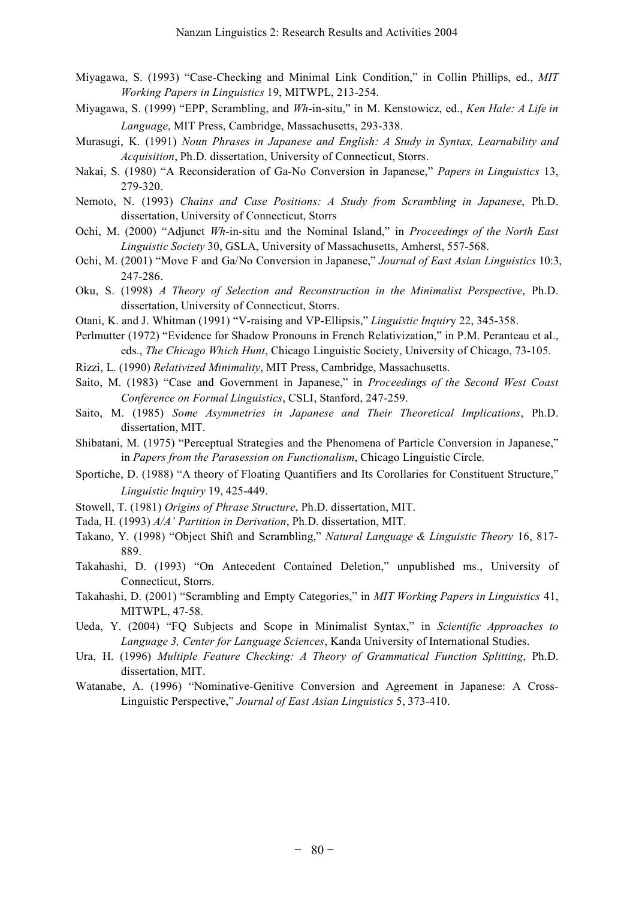Miyagawa, S. (1993) "Case-Checking and Minimal Link Condition," in Collin Phillips, ed., *MIT Working Papers in Linguistics* 19, MITWPL, 213-254.

Miyagawa, S. (1999) "EPP, Scrambling, and *Wh*-in-situ," in M. Kenstowicz, ed., *Ken Hale: A Life in Language*, MIT Press, Cambridge, Massachusetts, 293-338.

Murasugi, K. (1991) *Noun Phrases in Japanese and English: A Study in Syntax, Learnability and Acquisition*, Ph.D. dissertation, University of Connecticut, Storrs.

Nakai, S. (1980) "A Reconsideration of Ga-No Conversion in Japanese," *Papers in Linguistics* 13, 279-320.

Nemoto, N. (1993) *Chains and Case Positions: A Study from Scrambling in Japanese*, Ph.D. dissertation, University of Connecticut, Storrs

Ochi, M. (2000) "Adjunct *Wh*-in-situ and the Nominal Island," in *Proceedings of the North East Linguistic Society* 30, GSLA, University of Massachusetts, Amherst, 557-568.

Ochi, M. (2001) "Move F and Ga/No Conversion in Japanese," *Journal of East Asian Linguistics* 10:3, 247-286.

Oku, S. (1998) *A Theory of Selection and Reconstruction in the Minimalist Perspective*, Ph.D. dissertation, University of Connecticut, Storrs.

Otani, K. and J. Whitman (1991) "V-raising and VP-Ellipsis," *Linguistic Inquiry* 22, 345-358.

Perlmutter (1972) "Evidence for Shadow Pronouns in French Relativization," in P.M. Peranteau et al., eds., *The Chicago Which Hunt*, Chicago Linguistic Society, University of Chicago, 73-105.

Rizzi, L. (1990) *Relativized Minimality*, MIT Press, Cambridge, Massachusetts.

Saito, M. (1983) "Case and Government in Japanese," in *Proceedings of the Second West Coast Conference on Formal Linguistics*, CSLI, Stanford, 247-259.

Saito, M. (1985) *Some Asymmetries in Japanese and Their Theoretical Implications*, Ph.D. dissertation, MIT.

Shibatani, M. (1975) "Perceptual Strategies and the Phenomena of Particle Conversion in Japanese," in *Papers from the Parasession on Functionalism*, Chicago Linguistic Circle.

Sportiche, D. (1988) "A theory of Floating Quantifiers and Its Corollaries for Constituent Structure," *Linguistic Inquiry* 19, 425-449.

Stowell, T. (1981) *Origins of Phrase Structure*, Ph.D. dissertation, MIT.

Tada, H. (1993) *A/A' Partition in Derivation*, Ph.D. dissertation, MIT.

Takano, Y. (1998) "Object Shift and Scrambling," *Natural Language & Linguistic Theory* 16, 817-889.

Takahashi, D. (1993) "On Antecedent Contained Deletion," unpublished ms., University of Connecticut, Storrs.

Takahashi, D. (2001) "Scrambling and Empty Categories," in *MIT Working Papers in Linguistics* 41, MITWPL, 47-58.

Ueda, Y. (2004) "FQ Subjects and Scope in Minimalist Syntax," in *Scientific Approaches to Language 3, Center for Language Sciences*, Kanda University of International Studies.

Ura, H. (1996) *Multiple Feature Checking: A Theory of Grammatical Function Splitting*, Ph.D. dissertation, MIT.

Watanabe, A. (1996) "Nominative-Genitive Conversion and Agreement in Japanese: A Cross-Linguistic Perspective," *Journal of East Asian Linguistics* 5, 373-410.